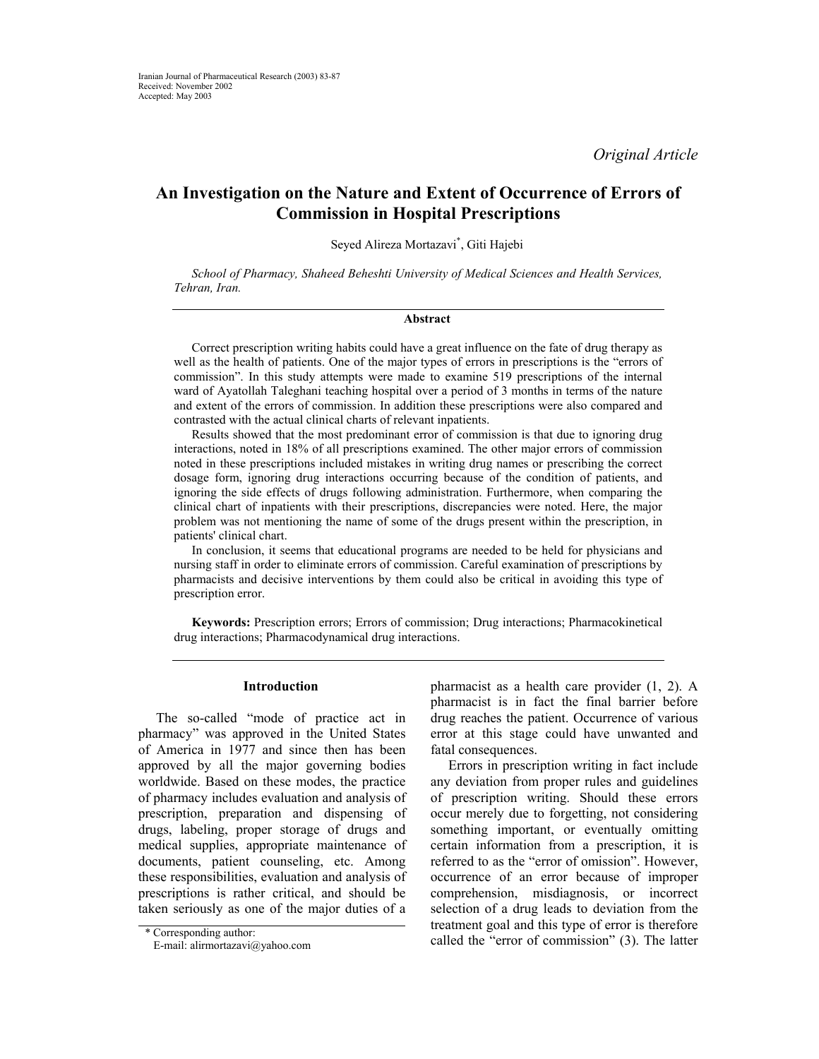Iranian Journal of Pharmaceutical Research (2003) 83-87
Received: November 2002
Accepted: May 2003

*Original Article*

# An Investigation on the Nature and Extent of Occurrence of Errors of Commission in Hospital Prescriptions

Seyed Alireza Mortazavi*, Giti Hajebi

*School of Pharmacy, Shaheed Beheshti University of Medical Sciences and Health Services, Tehran, Iran.*

## Abstract

Correct prescription writing habits could have a great influence on the fate of drug therapy as well as the health of patients. One of the major types of errors in prescriptions is the "errors of commission". In this study attempts were made to examine 519 prescriptions of the internal ward of Ayatollah Taleghani teaching hospital over a period of 3 months in terms of the nature and extent of the errors of commission. In addition these prescriptions were also compared and contrasted with the actual clinical charts of relevant inpatients.

Results showed that the most predominant error of commission is that due to ignoring drug interactions, noted in 18% of all prescriptions examined. The other major errors of commission noted in these prescriptions included mistakes in writing drug names or prescribing the correct dosage form, ignoring drug interactions occurring because of the condition of patients, and ignoring the side effects of drugs following administration. Furthermore, when comparing the clinical chart of inpatients with their prescriptions, discrepancies were noted. Here, the major problem was not mentioning the name of some of the drugs present within the prescription, in patients' clinical chart.

In conclusion, it seems that educational programs are needed to be held for physicians and nursing staff in order to eliminate errors of commission. Careful examination of prescriptions by pharmacists and decisive interventions by them could also be critical in avoiding this type of prescription error.

**Keywords:** Prescription errors; Errors of commission; Drug interactions; Pharmacokinetical drug interactions; Pharmacodynamical drug interactions.

## Introduction

The so-called "mode of practice act in pharmacy" was approved in the United States of America in 1977 and since then has been approved by all the major governing bodies worldwide. Based on these modes, the practice of pharmacy includes evaluation and analysis of prescription, preparation and dispensing of drugs, labeling, proper storage of drugs and medical supplies, appropriate maintenance of documents, patient counseling, etc. Among these responsibilities, evaluation and analysis of prescriptions is rather critical, and should be taken seriously as one of the major duties of a pharmacist as a health care provider (1, 2). A pharmacist is in fact the final barrier before drug reaches the patient. Occurrence of various error at this stage could have unwanted and fatal consequences.

Errors in prescription writing in fact include any deviation from proper rules and guidelines of prescription writing. Should these errors occur merely due to forgetting, not considering something important, or eventually omitting certain information from a prescription, it is referred to as the "error of omission". However, occurrence of an error because of improper comprehension, misdiagnosis, or incorrect selection of a drug leads to deviation from the treatment goal and this type of error is therefore called the "error of commission" (3). The latter

\* Corresponding author:
E-mail: alirmortazavi@yahoo.com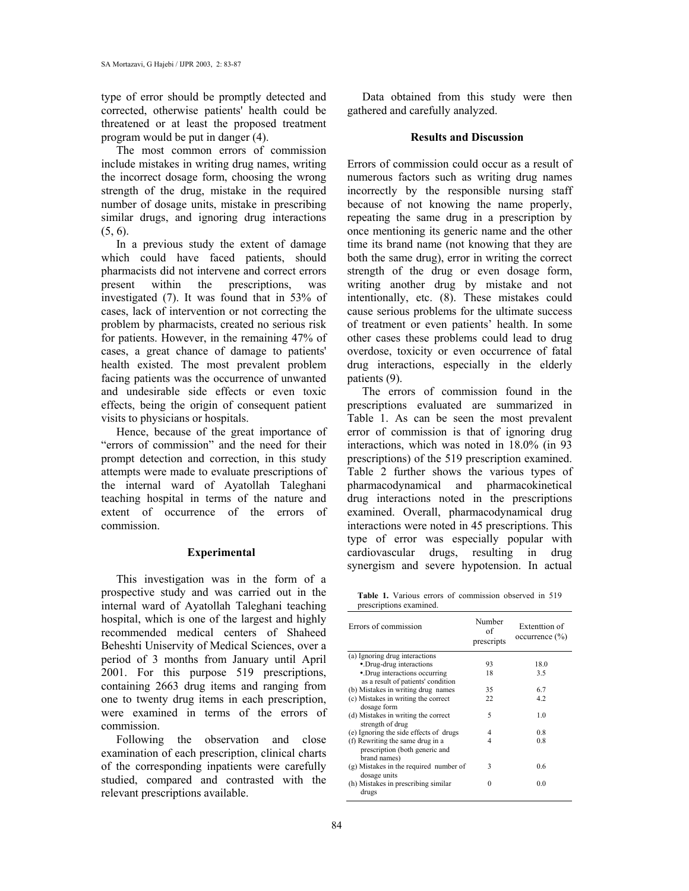type of error should be promptly detected and corrected, otherwise patients' health could be threatened or at least the proposed treatment program would be put in danger (4).

The most common errors of commission include mistakes in writing drug names, writing the incorrect dosage form, choosing the wrong strength of the drug, mistake in the required number of dosage units, mistake in prescribing similar drugs, and ignoring drug interactions (5, 6).

In a previous study the extent of damage which could have faced patients, should pharmacists did not intervene and correct errors present within the prescriptions, was investigated (7). It was found that in 53% of cases, lack of intervention or not correcting the problem by pharmacists, created no serious risk for patients. However, in the remaining 47% of cases, a great chance of damage to patients' health existed. The most prevalent problem facing patients was the occurrence of unwanted and undesirable side effects or even toxic effects, being the origin of consequent patient visits to physicians or hospitals.

Hence, because of the great importance of "errors of commission" and the need for their prompt detection and correction, in this study attempts were made to evaluate prescriptions of the internal ward of Ayatollah Taleghani teaching hospital in terms of the nature and extent of occurrence of the errors of commission.

## Experimental

This investigation was in the form of a prospective study and was carried out in the internal ward of Ayatollah Taleghani teaching hospital, which is one of the largest and highly recommended medical centers of Shaheed Beheshti Uniservity of Medical Sciences, over a period of 3 months from January until April 2001. For this purpose 519 prescriptions, containing 2663 drug items and ranging from one to twenty drug items in each prescription, were examined in terms of the errors of commission.

Following the observation and close examination of each prescription, clinical charts of the corresponding inpatients were carefully studied, compared and contrasted with the relevant prescriptions available.

Data obtained from this study were then gathered and carefully analyzed.

## Results and Discussion

Errors of commission could occur as a result of numerous factors such as writing drug names incorrectly by the responsible nursing staff because of not knowing the name properly, repeating the same drug in a prescription by once mentioning its generic name and the other time its brand name (not knowing that they are both the same drug), error in writing the correct strength of the drug or even dosage form, writing another drug by mistake and not intentionally, etc. (8). These mistakes could cause serious problems for the ultimate success of treatment or even patients' health. In some other cases these problems could lead to drug overdose, toxicity or even occurrence of fatal drug interactions, especially in the elderly patients (9).

The errors of commission found in the prescriptions evaluated are summarized in Table 1. As can be seen the most prevalent error of commission is that of ignoring drug interactions, which was noted in 18.0% (in 93 prescriptions) of the 519 prescription examined. Table 2 further shows the various types of pharmacodynamical and pharmacokinetical drug interactions noted in the prescriptions examined. Overall, pharmacodynamical drug interactions were noted in 45 prescriptions. This type of error was especially popular with cardiovascular drugs, resulting in drug synergism and severe hypotension. In actual

**Table 1.** Various errors of commission observed in 519 prescriptions examined.

| Errors of commission | Number of prescripts | Extenttion of occurrence (%) |
|---|---|---|
| (a) Ignoring drug interactions | | |
| •.Drug-drug interactions | 93 | 18.0 |
| •.Drug interactions occurring as a result of patients' condition | 18 | 3.5 |
| (b) Mistakes in writing drug names | 35 | 6.7 |
| (c) Mistakes in writing the correct dosage form | 22 | 4.2 |
| (d) Mistakes in writing the correct strength of drug | 5 | 1.0 |
| (e) Ignoring the side effects of drugs | 4 | 0.8 |
| (f) Rewriting the same drug in a prescription (both generic and brand names) | 4 | 0.8 |
| (g) Mistakes in the required number of dosage units | 3 | 0.6 |
| (h) Mistakes in prescribing similar drugs | 0 | 0.0 |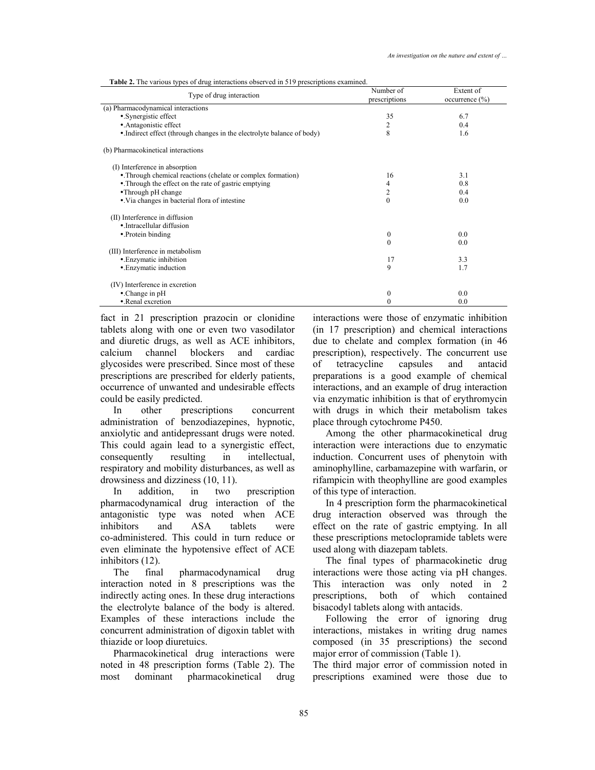**Table 2.** The various types of drug interactions observed in 519 prescriptions examined.

| Type of drug interaction | Number of prescriptions | Extent of occurrence (%) |
|---|---|---|
| (a) Pharmacodynamical interactions | | |
| •.Synergistic effect | 35 | 6.7 |
| •.Antagonistic effect | 2 | 0.4 |
| •.Indirect effect (through changes in the electrolyte balance of body) | 8 | 1.6 |
| (b) Pharmacokinetical interactions | | |
| (I) Interference in absorption | | |
| •.Through chemical reactions (chelate or complex formation) | 16 | 3.1 |
| •.Through the effect on the rate of gastric emptying | 4 | 0.8 |
| •Through pH change | 2 | 0.4 |
| •.Via changes in bacterial flora of intestine | 0 | 0.0 |
| (II) Interference in diffusion | | |
| •.Intracellular diffusion | 0 | 0.0 |
| •.Protein binding | 0 | 0.0 |
| (III) Interference in metabolism | | |
| •.Enzymatic inhibition | 17 | 3.3 |
| •.Enzymatic induction | 9 | 1.7 |
| (IV) Interference in excretion | | |
| •.Change in pH | 0 | 0.0 |
| •.Renal excretion | 0 | 0.0 |

fact in 21 prescription prazocin or clonidine tablets along with one or even two vasodilator and diuretic drugs, as well as ACE inhibitors, calcium channel blockers and cardiac glycosides were prescribed. Since most of these prescriptions are prescribed for elderly patients, occurrence of unwanted and undesirable effects could be easily predicted.

In other prescriptions concurrent administration of benzodiazepines, hypnotic, anxiolytic and antidepressant drugs were noted. This could again lead to a synergistic effect, consequently resulting in intellectual, respiratory and mobility disturbances, as well as drowsiness and dizziness (10, 11).

In addition, in two prescription pharmacodynamical drug interaction of the antagonistic type was noted when ACE inhibitors and ASA tablets were co-administered. This could in turn reduce or even eliminate the hypotensive effect of ACE inhibitors (12).

The final pharmacodynamical drug interaction noted in 8 prescriptions was the indirectly acting ones. In these drug interactions the electrolyte balance of the body is altered. Examples of these interactions include the concurrent administration of digoxin tablet with thiazide or loop diuretuics.

Pharmacokinetical drug interactions were noted in 48 prescription forms (Table 2). The most dominant pharmacokinetical drug interactions were those of enzymatic inhibition (in 17 prescription) and chemical interactions due to chelate and complex formation (in 46 prescription), respectively. The concurrent use of tetracycline capsules and antacid preparations is a good example of chemical interactions, and an example of drug interaction via enzymatic inhibition is that of erythromycin with drugs in which their metabolism takes place through cytochrome P450.

Among the other pharmacokinetical drug interaction were interactions due to enzymatic induction. Concurrent uses of phenytoin with aminophylline, carbamazepine with warfarin, or rifampicin with theophylline are good examples of this type of interaction.

In 4 prescription form the pharmacokinetical drug interaction observed was through the effect on the rate of gastric emptying. In all these prescriptions metoclopramide tablets were used along with diazepam tablets.

The final types of pharmacokinetic drug interactions were those acting via pH changes. This interaction was only noted in 2 prescriptions, both of which contained bisacodyl tablets along with antacids.

Following the error of ignoring drug interactions, mistakes in writing drug names composed (in 35 prescriptions) the second major error of commission (Table 1).

The third major error of commission noted in prescriptions examined were those due to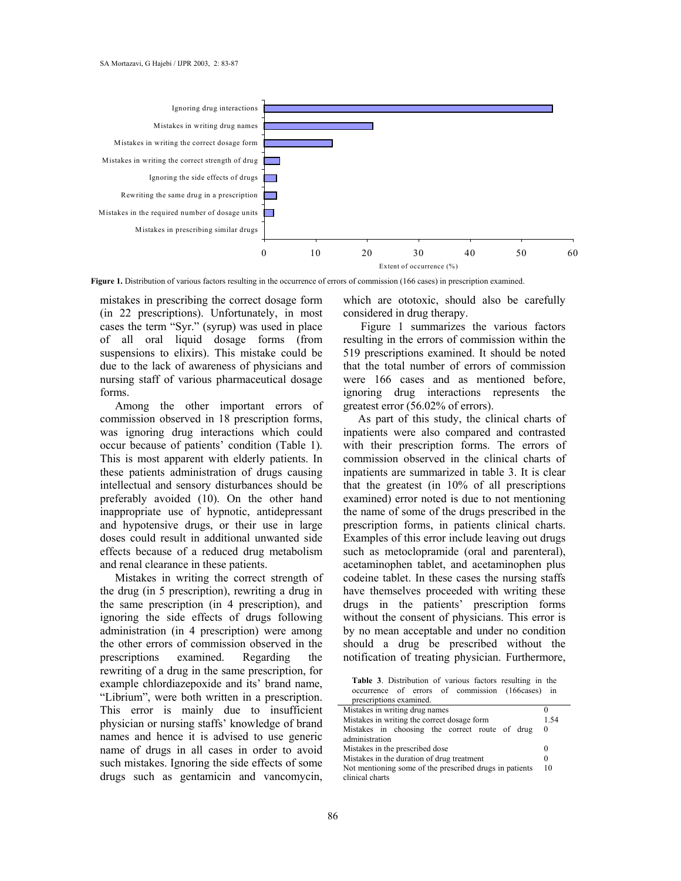**Figure 1.** Distribution of various factors resulting in the occurrence of errors of commission (166 cases) in prescription examined.

mistakes in prescribing the correct dosage form (in 22 prescriptions). Unfortunately, in most cases the term "Syr." (syrup) was used in place of all oral liquid dosage forms (from suspensions to elixirs). This mistake could be due to the lack of awareness of physicians and nursing staff of various pharmaceutical dosage forms.

Among the other important errors of commission observed in 18 prescription forms, was ignoring drug interactions which could occur because of patients' condition (Table 1). This is most apparent with elderly patients. In these patients administration of drugs causing intellectual and sensory disturbances should be preferably avoided (10). On the other hand inappropriate use of hypnotic, antidepressant and hypotensive drugs, or their use in large doses could result in additional unwanted side effects because of a reduced drug metabolism and renal clearance in these patients.

Mistakes in writing the correct strength of the drug (in 5 prescription), rewriting a drug in the same prescription (in 4 prescription), and ignoring the side effects of drugs following administration (in 4 prescription) were among the other errors of commission observed in the prescriptions examined. Regarding the rewriting of a drug in the same prescription, for example chlordiazepoxide and its' brand name, "Librium", were both written in a prescription. This error is mainly due to insufficient physician or nursing staffs' knowledge of brand names and hence it is advised to use generic name of drugs in all cases in order to avoid such mistakes. Ignoring the side effects of some drugs such as gentamicin and vancomycin, which are ototoxic, should also be carefully considered in drug therapy.

Figure 1 summarizes the various factors resulting in the errors of commission within the 519 prescriptions examined. It should be noted that the total number of errors of commission were 166 cases and as mentioned before, ignoring drug interactions represents the greatest error (56.02% of errors).

As part of this study, the clinical charts of inpatients were also compared and contrasted with their prescription forms. The errors of commission observed in the clinical charts of inpatients are summarized in table 3. It is clear that the greatest (in 10% of all prescriptions examined) error noted is due to not mentioning the name of some of the drugs prescribed in the prescription forms, in patients clinical charts. Examples of this error include leaving out drugs such as metoclopramide (oral and parenteral), acetaminophen tablet, and acetaminophen plus codeine tablet. In these cases the nursing staffs have themselves proceeded with writing these drugs in the patients' prescription forms without the consent of physicians. This error is by no mean acceptable and under no condition should a drug be prescribed without the notification of treating physician. Furthermore,

**Table 3**. Distribution of various factors resulting in the occurrence of errors of commission (166cases) in prescriptions examined.

| | |
|---|---|
| Mistakes in writing drug names | 0 |
| Mistakes in writing the correct dosage form | 1.54 |
| Mistakes in choosing the correct route of drug administration | 0 |
| Mistakes in the prescribed dose | 0 |
| Mistakes in the duration of drug treatment | 0 |
| Not mentioning some of the prescribed drugs in patients clinical charts | 10 |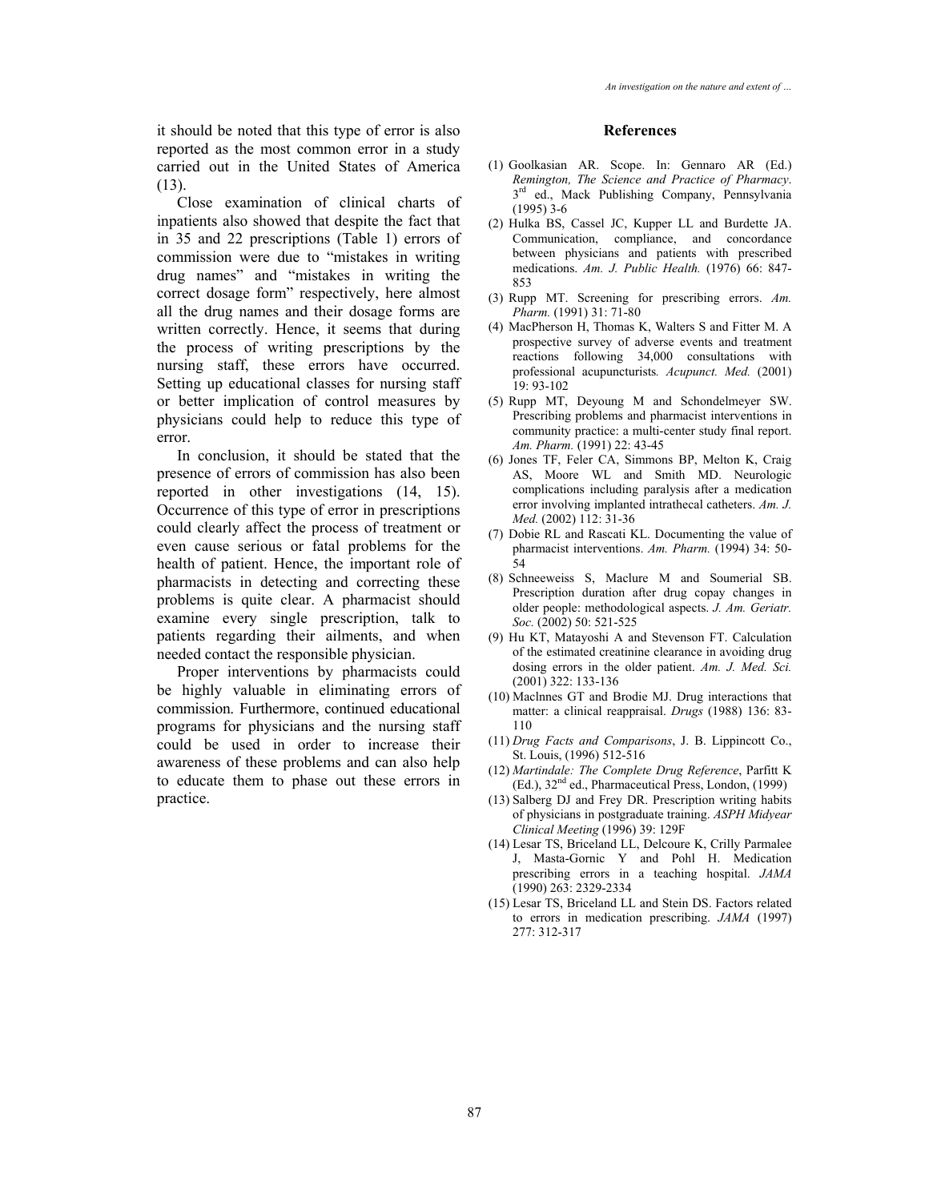it should be noted that this type of error is also reported as the most common error in a study carried out in the United States of America (13).

Close examination of clinical charts of inpatients also showed that despite the fact that in 35 and 22 prescriptions (Table 1) errors of commission were due to "mistakes in writing drug names" and "mistakes in writing the correct dosage form" respectively, here almost all the drug names and their dosage forms are written correctly. Hence, it seems that during the process of writing prescriptions by the nursing staff, these errors have occurred. Setting up educational classes for nursing staff or better implication of control measures by physicians could help to reduce this type of error.

In conclusion, it should be stated that the presence of errors of commission has also been reported in other investigations (14, 15). Occurrence of this type of error in prescriptions could clearly affect the process of treatment or even cause serious or fatal problems for the health of patient. Hence, the important role of pharmacists in detecting and correcting these problems is quite clear. A pharmacist should examine every single prescription, talk to patients regarding their ailments, and when needed contact the responsible physician.

Proper interventions by pharmacists could be highly valuable in eliminating errors of commission. Furthermore, continued educational programs for physicians and the nursing staff could be used in order to increase their awareness of these problems and can also help to educate them to phase out these errors in practice.

## References

(1) Goolkasian AR. Scope. In: Gennaro AR (Ed.) *Remington, The Science and Practice of Pharmacy*. 3rd ed., Mack Publishing Company, Pennsylvania (1995) 3-6

(2) Hulka BS, Cassel JC, Kupper LL and Burdette JA. Communication, compliance, and concordance between physicians and patients with prescribed medications. *Am. J. Public Health.* (1976) 66: 847-853

(3) Rupp MT. Screening for prescribing errors. *Am. Pharm.* (1991) 31: 71-80

(4) MacPherson H, Thomas K, Walters S and Fitter M. A prospective survey of adverse events and treatment reactions following 34,000 consultations with professional acupuncturists*. Acupunct. Med.* (2001) 19: 93-102

(5) Rupp MT, Deyoung M and Schondelmeyer SW. Prescribing problems and pharmacist interventions in community practice: a multi-center study final report. *Am. Pharm.* (1991) 22: 43-45

(6) Jones TF, Feler CA, Simmons BP, Melton K, Craig AS, Moore WL and Smith MD. Neurologic complications including paralysis after a medication error involving implanted intrathecal catheters. *Am. J. Med.* (2002) 112: 31-36

(7) Dobie RL and Rascati KL. Documenting the value of pharmacist interventions. *Am. Pharm.* (1994) 34: 50-54

(8) Schneeweiss S, Maclure M and Soumerial SB. Prescription duration after drug copay changes in older people: methodological aspects. *J. Am. Geriatr. Soc.* (2002) 50: 521-525

(9) Hu KT, Matayoshi A and Stevenson FT. Calculation of the estimated creatinine clearance in avoiding drug dosing errors in the older patient. *Am. J. Med. Sci.* (2001) 322: 133-136

(10) MacInnes GT and Brodie MJ. Drug interactions that matter: a clinical reappraisal. *Drugs* (1988) 136: 83-110

(11) *Drug Facts and Comparisons*, J. B. Lippincott Co., St. Louis, (1996) 512-516

(12) *Martindale: The Complete Drug Reference*, Parfitt K (Ed.), 32nd ed., Pharmaceutical Press, London, (1999)

(13) Salberg DJ and Frey DR. Prescription writing habits of physicians in postgraduate training. *ASPH Midyear Clinical Meeting* (1996) 39: 129F

(14) Lesar TS, Briceland LL, Delcoure K, Crilly Parmalee J, Masta-Gornic Y and Pohl H. Medication prescribing errors in a teaching hospital. *JAMA* (1990) 263: 2329-2334

(15) Lesar TS, Briceland LL and Stein DS. Factors related to errors in medication prescribing. *JAMA* (1997) 277: 312-317